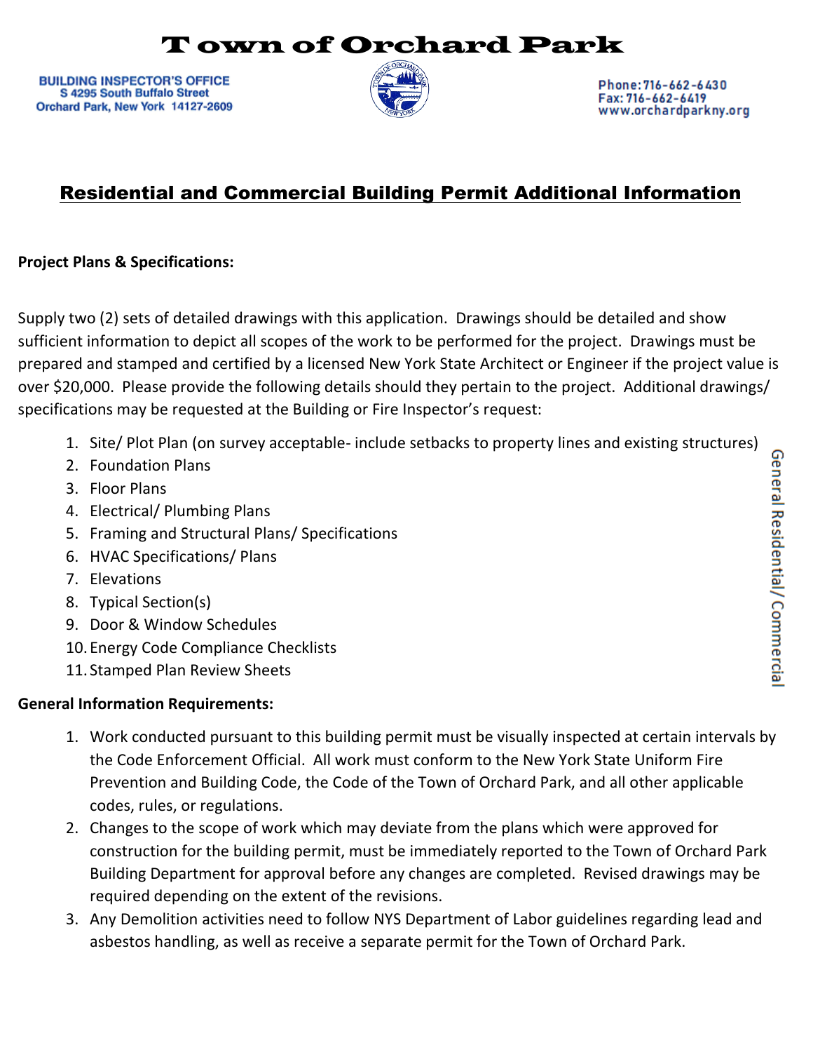# Town of Orchard Park

**BUILDING INSPECTOR'S OFFICE**
**S 4295 South Buffalo Street**
**Orchard Park, New York 14127-2609**

Phone: 716-662-6430
Fax: 716-662-6419
www.orchardparkny.org

## Residential and Commercial Building Permit Additional Information

**Project Plans & Specifications:**

Supply two (2) sets of detailed drawings with this application. Drawings should be detailed and show sufficient information to depict all scopes of the work to be performed for the project. Drawings must be prepared and stamped and certified by a licensed New York State Architect or Engineer if the project value is over $20,000. Please provide the following details should they pertain to the project. Additional drawings/ specifications may be requested at the Building or Fire Inspector's request:

1. Site/ Plot Plan (on survey acceptable- include setbacks to property lines and existing structures)
2. Foundation Plans
3. Floor Plans
4. Electrical/ Plumbing Plans
5. Framing and Structural Plans/ Specifications
6. HVAC Specifications/ Plans
7. Elevations
8. Typical Section(s)
9. Door & Window Schedules
10. Energy Code Compliance Checklists
11. Stamped Plan Review Sheets

**General Information Requirements:**

1. Work conducted pursuant to this building permit must be visually inspected at certain intervals by the Code Enforcement Official. All work must conform to the New York State Uniform Fire Prevention and Building Code, the Code of the Town of Orchard Park, and all other applicable codes, rules, or regulations.
2. Changes to the scope of work which may deviate from the plans which were approved for construction for the building permit, must be immediately reported to the Town of Orchard Park Building Department for approval before any changes are completed. Revised drawings may be required depending on the extent of the revisions.
3. Any Demolition activities need to follow NYS Department of Labor guidelines regarding lead and asbestos handling, as well as receive a separate permit for the Town of Orchard Park.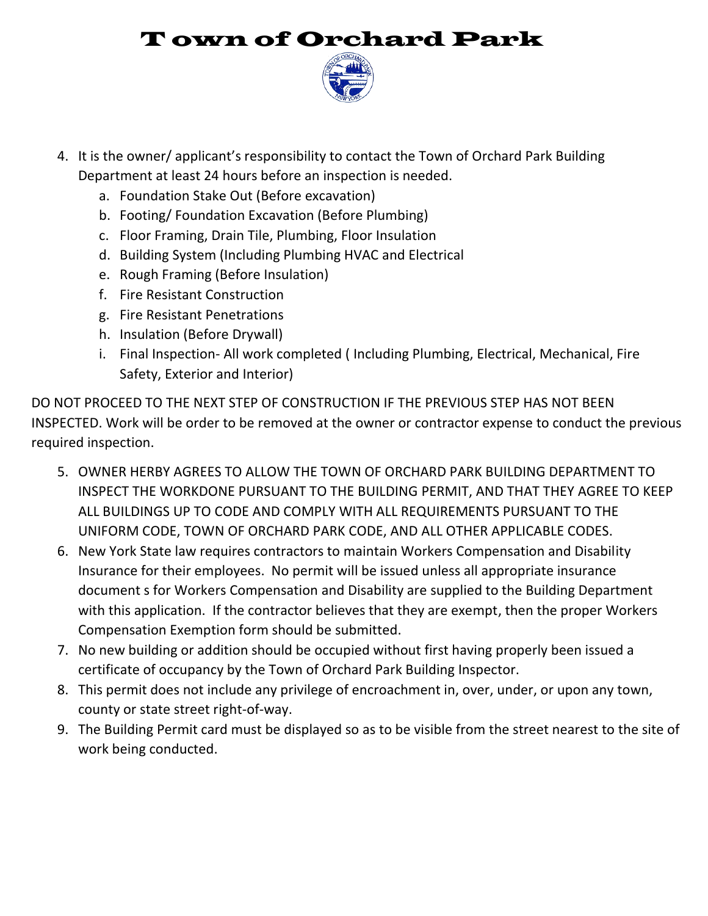# Town of Orchard Park

4. It is the owner/ applicant's responsibility to contact the Town of Orchard Park Building Department at least 24 hours before an inspection is needed.
   a. Foundation Stake Out (Before excavation)
   b. Footing/ Foundation Excavation (Before Plumbing)
   c. Floor Framing, Drain Tile, Plumbing, Floor Insulation
   d. Building System (Including Plumbing HVAC and Electrical
   e. Rough Framing (Before Insulation)
   f. Fire Resistant Construction
   g. Fire Resistant Penetrations
   h. Insulation (Before Drywall)
   i. Final Inspection- All work completed ( Including Plumbing, Electrical, Mechanical, Fire Safety, Exterior and Interior)

DO NOT PROCEED TO THE NEXT STEP OF CONSTRUCTION IF THE PREVIOUS STEP HAS NOT BEEN INSPECTED. Work will be order to be removed at the owner or contractor expense to conduct the previous required inspection.

5. OWNER HERBY AGREES TO ALLOW THE TOWN OF ORCHARD PARK BUILDING DEPARTMENT TO INSPECT THE WORKDONE PURSUANT TO THE BUILDING PERMIT, AND THAT THEY AGREE TO KEEP ALL BUILDINGS UP TO CODE AND COMPLY WITH ALL REQUIREMENTS PURSUANT TO THE UNIFORM CODE, TOWN OF ORCHARD PARK CODE, AND ALL OTHER APPLICABLE CODES.
6. New York State law requires contractors to maintain Workers Compensation and Disability Insurance for their employees. No permit will be issued unless all appropriate insurance document s for Workers Compensation and Disability are supplied to the Building Department with this application. If the contractor believes that they are exempt, then the proper Workers Compensation Exemption form should be submitted.
7. No new building or addition should be occupied without first having properly been issued a certificate of occupancy by the Town of Orchard Park Building Inspector.
8. This permit does not include any privilege of encroachment in, over, under, or upon any town, county or state street right-of-way.
9. The Building Permit card must be displayed so as to be visible from the street nearest to the site of work being conducted.